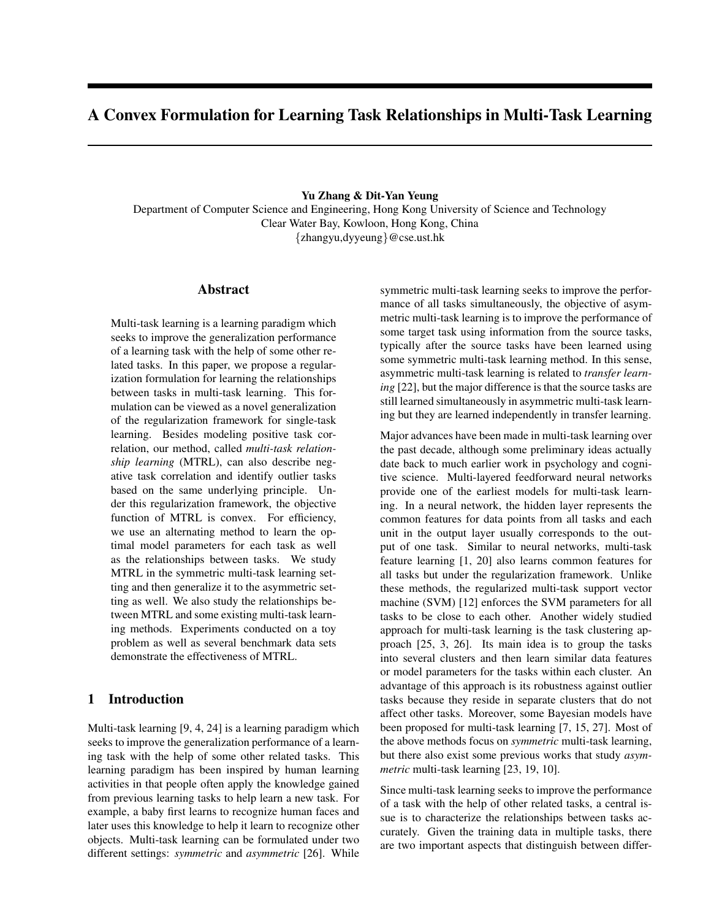# A Convex Formulation for Learning Task Relationships in Multi-Task Learning

**Yu Zhang & Dit-Yan Yeung**

Department of Computer Science and Engineering, Hong Kong University of Science and Technology
Clear Water Bay, Kowloon, Hong Kong, China
{zhangyu,dyyeung}@cse.ust.hk

## Abstract

Multi-task learning is a learning paradigm which seeks to improve the generalization performance of a learning task with the help of some other related tasks. In this paper, we propose a regularization formulation for learning the relationships between tasks in multi-task learning. This formulation can be viewed as a novel generalization of the regularization framework for single-task learning. Besides modeling positive task correlation, our method, called *multi-task relationship learning* (MTRL), can also describe negative task correlation and identify outlier tasks based on the same underlying principle. Under this regularization framework, the objective function of MTRL is convex. For efficiency, we use an alternating method to learn the optimal model parameters for each task as well as the relationships between tasks. We study MTRL in the symmetric multi-task learning setting and then generalize it to the asymmetric setting as well. We also study the relationships between MTRL and some existing multi-task learning methods. Experiments conducted on a toy problem as well as several benchmark data sets demonstrate the effectiveness of MTRL.

## 1 Introduction

Multi-task learning [9, 4, 24] is a learning paradigm which seeks to improve the generalization performance of a learning task with the help of some other related tasks. This learning paradigm has been inspired by human learning activities in that people often apply the knowledge gained from previous learning tasks to help learn a new task. For example, a baby first learns to recognize human faces and later uses this knowledge to help it learn to recognize other objects. Multi-task learning can be formulated under two different settings: *symmetric* and *asymmetric* [26]. While symmetric multi-task learning seeks to improve the performance of all tasks simultaneously, the objective of asymmetric multi-task learning is to improve the performance of some target task using information from the source tasks, typically after the source tasks have been learned using some symmetric multi-task learning method. In this sense, asymmetric multi-task learning is related to *transfer learning* [22], but the major difference is that the source tasks are still learned simultaneously in asymmetric multi-task learning but they are learned independently in transfer learning.

Major advances have been made in multi-task learning over the past decade, although some preliminary ideas actually date back to much earlier work in psychology and cognitive science. Multi-layered feedforward neural networks provide one of the earliest models for multi-task learning. In a neural network, the hidden layer represents the common features for data points from all tasks and each unit in the output layer usually corresponds to the output of one task. Similar to neural networks, multi-task feature learning [1, 20] also learns common features for all tasks but under the regularization framework. Unlike these methods, the regularized multi-task support vector machine (SVM) [12] enforces the SVM parameters for all tasks to be close to each other. Another widely studied approach for multi-task learning is the task clustering approach [25, 3, 26]. Its main idea is to group the tasks into several clusters and then learn similar data features or model parameters for the tasks within each cluster. An advantage of this approach is its robustness against outlier tasks because they reside in separate clusters that do not affect other tasks. Moreover, some Bayesian models have been proposed for multi-task learning [7, 15, 27]. Most of the above methods focus on *symmetric* multi-task learning, but there also exist some previous works that study *asymmetric* multi-task learning [23, 19, 10].

Since multi-task learning seeks to improve the performance of a task with the help of other related tasks, a central issue is to characterize the relationships between tasks accurately. Given the training data in multiple tasks, there are two important aspects that distinguish between differ-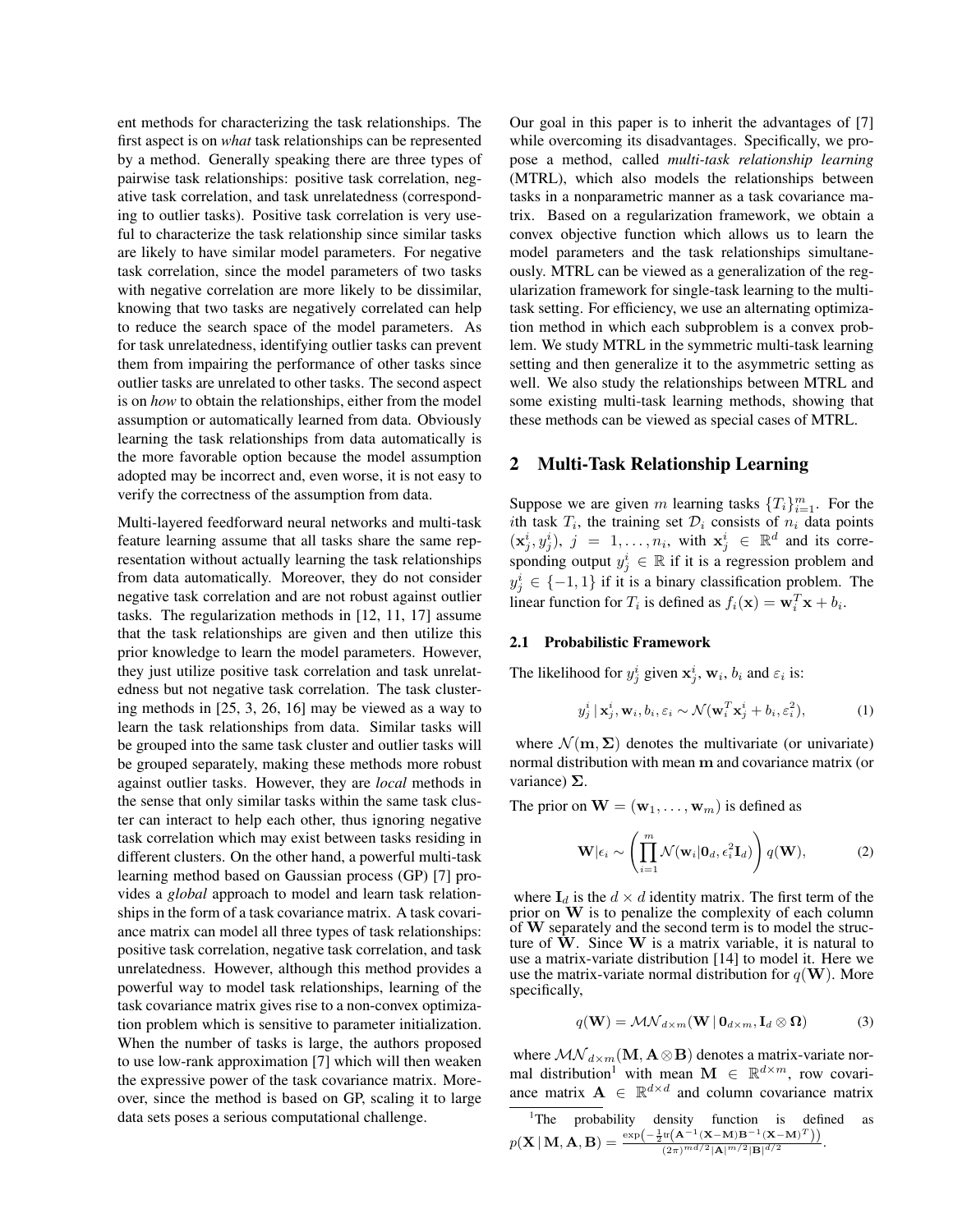ent methods for characterizing the task relationships. The first aspect is on *what* task relationships can be represented by a method. Generally speaking there are three types of pairwise task relationships: positive task correlation, negative task correlation, and task unrelatedness (corresponding to outlier tasks). Positive task correlation is very useful to characterize the task relationship since similar tasks are likely to have similar model parameters. For negative task correlation, since the model parameters of two tasks with negative correlation are more likely to be dissimilar, knowing that two tasks are negatively correlated can help to reduce the search space of the model parameters. As for task unrelatedness, identifying outlier tasks can prevent them from impairing the performance of other tasks since outlier tasks are unrelated to other tasks. The second aspect is on *how* to obtain the relationships, either from the model assumption or automatically learned from data. Obviously learning the task relationships from data automatically is the more favorable option because the model assumption adopted may be incorrect and, even worse, it is not easy to verify the correctness of the assumption from data.

Multi-layered feedforward neural networks and multi-task feature learning assume that all tasks share the same representation without actually learning the task relationships from data automatically. Moreover, they do not consider negative task correlation and are not robust against outlier tasks. The regularization methods in [12, 11, 17] assume that the task relationships are given and then utilize this prior knowledge to learn the model parameters. However, they just utilize positive task correlation and task unrelatedness but not negative task correlation. The task clustering methods in [25, 3, 26, 16] may be viewed as a way to learn the task relationships from data. Similar tasks will be grouped into the same task cluster and outlier tasks will be grouped separately, making these methods more robust against outlier tasks. However, they are *local* methods in the sense that only similar tasks within the same task cluster can interact to help each other, thus ignoring negative task correlation which may exist between tasks residing in different clusters. On the other hand, a powerful multi-task learning method based on Gaussian process (GP) [7] provides a *global* approach to model and learn task relationships in the form of a task covariance matrix. A task covariance matrix can model all three types of task relationships: positive task correlation, negative task correlation, and task unrelatedness. However, although this method provides a powerful way to model task relationships, learning of the task covariance matrix gives rise to a non-convex optimization problem which is sensitive to parameter initialization. When the number of tasks is large, the authors proposed to use low-rank approximation [7] which will then weaken the expressive power of the task covariance matrix. Moreover, since the method is based on GP, scaling it to large data sets poses a serious computational challenge.

Our goal in this paper is to inherit the advantages of [7] while overcoming its disadvantages. Specifically, we propose a method, called *multi-task relationship learning* (MTRL), which also models the relationships between tasks in a nonparametric manner as a task covariance matrix. Based on a regularization framework, we obtain a convex objective function which allows us to learn the model parameters and the task relationships simultaneously. MTRL can be viewed as a generalization of the regularization framework for single-task learning to the multi-task setting. For efficiency, we use an alternating optimization method in which each subproblem is a convex problem. We study MTRL in the symmetric multi-task learning setting and then generalize it to the asymmetric setting as well. We also study the relationships between MTRL and some existing multi-task learning methods, showing that these methods can be viewed as special cases of MTRL.

## 2 Multi-Task Relationship Learning

Suppose we are given $m$ learning tasks $\{T_i\}_{i=1}^m$. For the $i$th task $T_i$, the training set $\mathcal{D}_i$ consists of $n_i$ data points $(\mathbf{x}_j^i, y_j^i)$, $j = 1, \ldots, n_i$, with $\mathbf{x}_j^i \in \mathbb{R}^d$ and its corresponding output $y_j^i \in \mathbb{R}$ if it is a regression problem and $y_j^i \in \{-1, 1\}$ if it is a binary classification problem. The linear function for $T_i$ is defined as $f_i(\mathbf{x}) = \mathbf{w}_i^T\mathbf{x} + b_i$.

### 2.1 Probabilistic Framework

The likelihood for $y_j^i$ given $\mathbf{x}_j^i$, $\mathbf{w}_i$, $b_i$ and $\varepsilon_i$ is:

$$y_j^i \mid \mathbf{x}_j^i, \mathbf{w}_i, b_i, \varepsilon_i \sim \mathcal{N}(\mathbf{w}_i^T\mathbf{x}_j^i + b_i, \varepsilon_i^2), \tag{1}$$

where $\mathcal{N}(\mathbf{m}, \mathbf{\Sigma})$ denotes the multivariate (or univariate) normal distribution with mean $\mathbf{m}$ and covariance matrix (or variance) $\mathbf{\Sigma}$.

The prior on $\mathbf{W} = (\mathbf{w}_1, \ldots, \mathbf{w}_m)$ is defined as

$$\mathbf{W}|\epsilon_i \sim \left(\prod_{i=1}^m \mathcal{N}(\mathbf{w}_i|\mathbf{0}_d, \epsilon_i^2\mathbf{I}_d)\right) q(\mathbf{W}), \tag{2}$$

where $\mathbf{I}_d$ is the $d \times d$ identity matrix. The first term of the prior on $\mathbf{W}$ is to penalize the complexity of each column of $\mathbf{W}$ separately and the second term is to model the structure of $\mathbf{W}$. Since $\mathbf{W}$ is a matrix variable, it is natural to use a matrix-variate distribution [14] to model it. Here we use the matrix-variate normal distribution for $q(\mathbf{W})$. More specifically,

$$q(\mathbf{W}) = \mathcal{MN}_{d\times m}(\mathbf{W} \mid \mathbf{0}_{d\times m}, \mathbf{I}_d \otimes \mathbf{\Omega}) \tag{3}$$

where $\mathcal{MN}_{d\times m}(\mathbf{M}, \mathbf{A}\otimes\mathbf{B})$ denotes a matrix-variate normal distribution[1] with mean $\mathbf{M} \in \mathbb{R}^{d\times m}$, row covariance matrix $\mathbf{A} \in \mathbb{R}^{d\times d}$ and column covariance matrix

[1]The probability density function is defined as $p(\mathbf{X} \mid \mathbf{M}, \mathbf{A}, \mathbf{B}) = \frac{\exp\left(-\frac{1}{2}\mathrm{tr}\left(\mathbf{A}^{-1}(\mathbf{X}-\mathbf{M})\mathbf{B}^{-1}(\mathbf{X}-\mathbf{M})^T\right)\right)}{(2\pi)^{md/2}|\mathbf{A}|^{m/2}|\mathbf{B}|^{d/2}}$.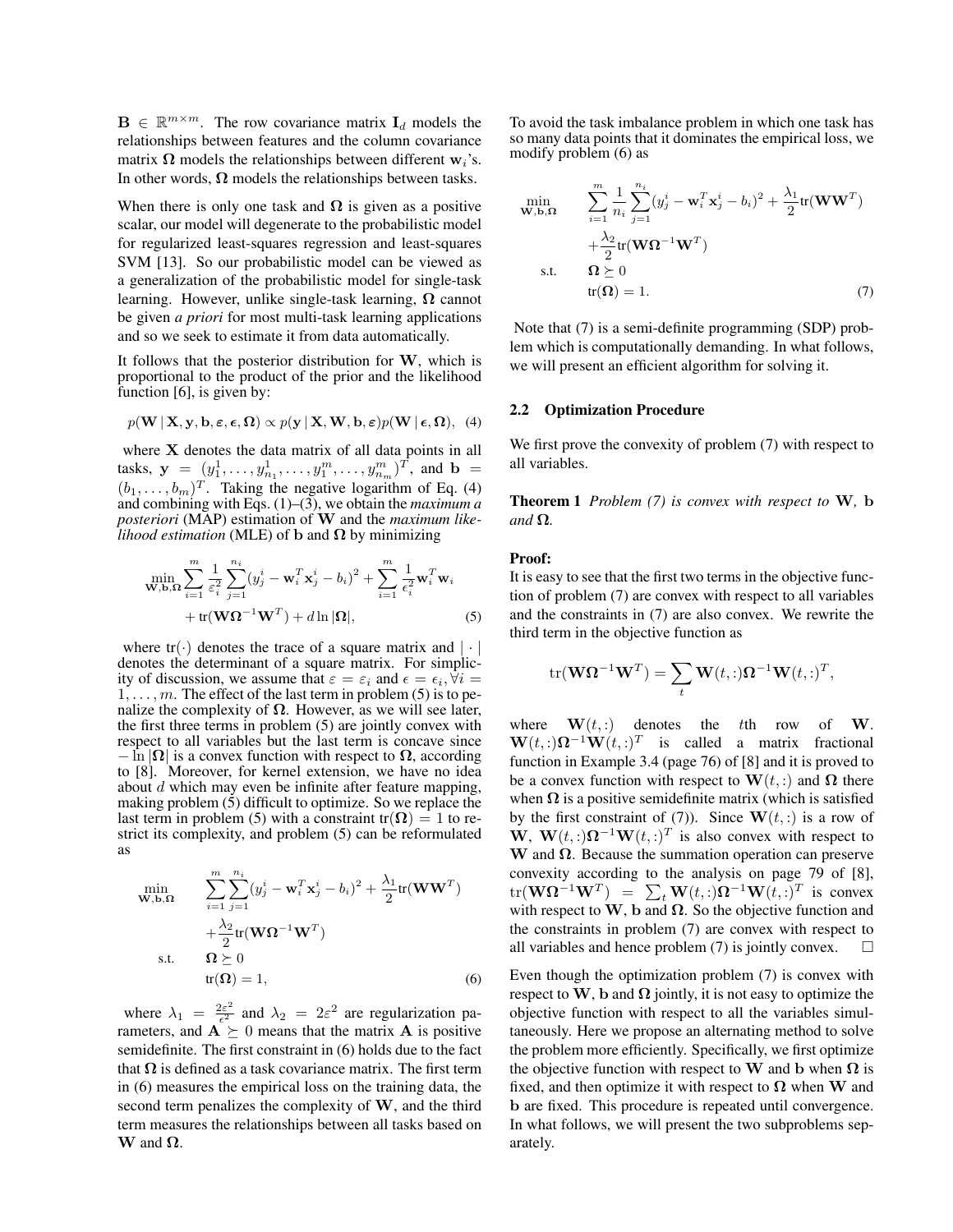$\mathbf{B} \in \mathbb{R}^{m \times m}$. The row covariance matrix $\mathbf{I}_d$ models the relationships between features and the column covariance matrix $\mathbf{\Omega}$ models the relationships between different $\mathbf{w}_i$'s. In other words, $\mathbf{\Omega}$ models the relationships between tasks.

When there is only one task and $\mathbf{\Omega}$ is given as a positive scalar, our model will degenerate to the probabilistic model for regularized least-squares regression and least-squares SVM [13]. So our probabilistic model can be viewed as a generalization of the probabilistic model for single-task learning. However, unlike single-task learning, $\mathbf{\Omega}$ cannot be given *a priori* for most multi-task learning applications and so we seek to estimate it from data automatically.

It follows that the posterior distribution for $\mathbf{W}$, which is proportional to the product of the prior and the likelihood function [6], is given by:

$$p(\mathbf{W} \mid \mathbf{X}, \mathbf{y}, \mathbf{b}, \boldsymbol{\varepsilon}, \boldsymbol{\epsilon}, \mathbf{\Omega}) \propto p(\mathbf{y} \mid \mathbf{X}, \mathbf{W}, \mathbf{b}, \boldsymbol{\varepsilon}) p(\mathbf{W} \mid \boldsymbol{\epsilon}, \mathbf{\Omega}), \quad (4)$$

where $\mathbf{X}$ denotes the data matrix of all data points in all tasks, $\mathbf{y} = (y_1^1, \ldots, y_{n_1}^1, \ldots, y_1^m, \ldots, y_{n_m}^m)^T$, and $\mathbf{b} = (b_1, \ldots, b_m)^T$. Taking the negative logarithm of Eq. (4) and combining with Eqs. (1)–(3), we obtain the *maximum a posteriori* (MAP) estimation of $\mathbf{W}$ and the *maximum likelihood estimation* (MLE) of $\mathbf{b}$ and $\mathbf{\Omega}$ by minimizing

$$\min_{\mathbf{W},\mathbf{b},\mathbf{\Omega}} \sum_{i=1}^{m} \frac{1}{\varepsilon_i^2} \sum_{j=1}^{n_i} (y_j^i - \mathbf{w}_i^T \mathbf{x}_j^i - b_i)^2 + \sum_{i=1}^{m} \frac{1}{\epsilon_i^2} \mathbf{w}_i^T \mathbf{w}_i + \text{tr}(\mathbf{W}\mathbf{\Omega}^{-1}\mathbf{W}^T) + d \ln |\mathbf{\Omega}|, \quad (5)$$

where $\text{tr}(\cdot)$ denotes the trace of a square matrix and $|\cdot|$ denotes the determinant of a square matrix. For simplicity of discussion, we assume that $\varepsilon = \varepsilon_i$ and $\epsilon = \epsilon_i, \forall i = 1, \ldots, m$. The effect of the last term in problem (5) is to penalize the complexity of $\mathbf{\Omega}$. However, as we will see later, the first three terms in problem (5) are jointly convex with respect to all variables but the last term is concave since $-\ln |\mathbf{\Omega}|$ is a convex function with respect to $\mathbf{\Omega}$, according to [8]. Moreover, for kernel extension, we have no idea about $d$ which may even be infinite after feature mapping, making problem (5) difficult to optimize. So we replace the last term in problem (5) with a constraint $\text{tr}(\mathbf{\Omega}) = 1$ to restrict its complexity, and problem (5) can be reformulated as

$$\begin{aligned} \min_{\mathbf{W},\mathbf{b},\mathbf{\Omega}} \quad & \sum_{i=1}^{m} \sum_{j=1}^{n_i} (y_j^i - \mathbf{w}_i^T \mathbf{x}_j^i - b_i)^2 + \frac{\lambda_1}{2} \text{tr}(\mathbf{W}\mathbf{W}^T) \\ & + \frac{\lambda_2}{2} \text{tr}(\mathbf{W}\mathbf{\Omega}^{-1}\mathbf{W}^T) \\ \text{s.t.} \quad & \mathbf{\Omega} \succeq 0 \\ & \text{tr}(\mathbf{\Omega}) = 1, \end{aligned} \quad (6)$$

where $\lambda_1 = \frac{2\varepsilon^2}{\epsilon^2}$ and $\lambda_2 = 2\varepsilon^2$ are regularization parameters, and $\mathbf{A} \succeq 0$ means that the matrix $\mathbf{A}$ is positive semidefinite. The first constraint in (6) holds due to the fact that $\mathbf{\Omega}$ is defined as a task covariance matrix. The first term in (6) measures the empirical loss on the training data, the second term penalizes the complexity of $\mathbf{W}$, and the third term measures the relationships between all tasks based on $\mathbf{W}$ and $\mathbf{\Omega}$.

To avoid the task imbalance problem in which one task has so many data points that it dominates the empirical loss, we modify problem (6) as

$$\begin{aligned} \min_{\mathbf{W},\mathbf{b},\mathbf{\Omega}} \quad & \sum_{i=1}^{m} \frac{1}{n_i} \sum_{j=1}^{n_i} (y_j^i - \mathbf{w}_i^T \mathbf{x}_j^i - b_i)^2 + \frac{\lambda_1}{2} \text{tr}(\mathbf{W}\mathbf{W}^T) \\ & + \frac{\lambda_2}{2} \text{tr}(\mathbf{W}\mathbf{\Omega}^{-1}\mathbf{W}^T) \\ \text{s.t.} \quad & \mathbf{\Omega} \succeq 0 \\ & \text{tr}(\mathbf{\Omega}) = 1. \end{aligned} \quad (7)$$

Note that (7) is a semi-definite programming (SDP) problem which is computationally demanding. In what follows, we will present an efficient algorithm for solving it.

### 2.2 Optimization Procedure

We first prove the convexity of problem (7) with respect to all variables.

**Theorem 1** *Problem (7) is convex with respect to* $\mathbf{W}$*,* $\mathbf{b}$ *and* $\mathbf{\Omega}$*.*

**Proof:**
It is easy to see that the first two terms in the objective function of problem (7) are convex with respect to all variables and the constraints in (7) are also convex. We rewrite the third term in the objective function as

$$\text{tr}(\mathbf{W}\mathbf{\Omega}^{-1}\mathbf{W}^T) = \sum_t \mathbf{W}(t,:)\mathbf{\Omega}^{-1}\mathbf{W}(t,:)^T,$$

where $\mathbf{W}(t,:)$ denotes the $t$th row of $\mathbf{W}$. $\mathbf{W}(t,:)\mathbf{\Omega}^{-1}\mathbf{W}(t,:)^T$ is called a matrix fractional function in Example 3.4 (page 76) of [8] and it is proved to be a convex function with respect to $\mathbf{W}(t,:)$ and $\mathbf{\Omega}$ there when $\mathbf{\Omega}$ is a positive semidefinite matrix (which is satisfied by the first constraint of (7)). Since $\mathbf{W}(t,:)$ is a row of $\mathbf{W}$, $\mathbf{W}(t,:)\mathbf{\Omega}^{-1}\mathbf{W}(t,:)^T$ is also convex with respect to $\mathbf{W}$ and $\mathbf{\Omega}$. Because the summation operation can preserve convexity according to the analysis on page 79 of [8], $\text{tr}(\mathbf{W}\mathbf{\Omega}^{-1}\mathbf{W}^T) = \sum_t \mathbf{W}(t,:)\mathbf{\Omega}^{-1}\mathbf{W}(t,:)^T$ is convex with respect to $\mathbf{W}$, $\mathbf{b}$ and $\mathbf{\Omega}$. So the objective function and the constraints in problem (7) are convex with respect to all variables and hence problem (7) is jointly convex. □

Even though the optimization problem (7) is convex with respect to $\mathbf{W}$, $\mathbf{b}$ and $\mathbf{\Omega}$ jointly, it is not easy to optimize the objective function with respect to all the variables simultaneously. Here we propose an alternating method to solve the problem more efficiently. Specifically, we first optimize the objective function with respect to $\mathbf{W}$ and $\mathbf{b}$ when $\mathbf{\Omega}$ is fixed, and then optimize it with respect to $\mathbf{\Omega}$ when $\mathbf{W}$ and $\mathbf{b}$ are fixed. This procedure is repeated until convergence. In what follows, we will present the two subproblems separately.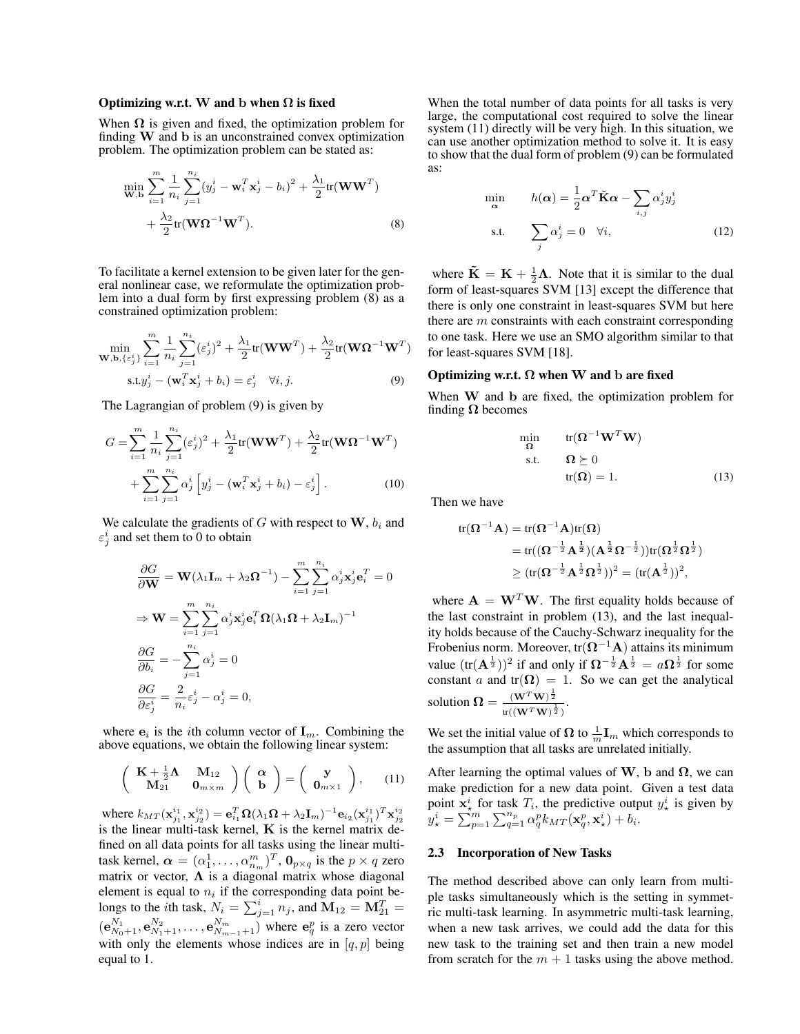**Optimizing w.r.t. W and b when Ω is fixed**

When $\mathbf{\Omega}$ is given and fixed, the optimization problem for finding $\mathbf{W}$ and $\mathbf{b}$ is an unconstrained convex optimization problem. The optimization problem can be stated as:

$$\min_{\mathbf{W},\mathbf{b}} \sum_{i=1}^{m} \frac{1}{n_i} \sum_{j=1}^{n_i} (y_j^i - \mathbf{w}_i^T \mathbf{x}_j^i - b_i)^2 + \frac{\lambda_1}{2} \text{tr}(\mathbf{W}\mathbf{W}^T) + \frac{\lambda_2}{2} \text{tr}(\mathbf{W}\mathbf{\Omega}^{-1}\mathbf{W}^T). \tag{8}$$

To facilitate a kernel extension to be given later for the general nonlinear case, we reformulate the optimization problem into a dual form by first expressing problem (8) as a constrained optimization problem:

$$\min_{\mathbf{W},\mathbf{b},\{\varepsilon_j^i\}} \sum_{i=1}^{m} \frac{1}{n_i} \sum_{j=1}^{n_i} (\varepsilon_j^i)^2 + \frac{\lambda_1}{2} \text{tr}(\mathbf{W}\mathbf{W}^T) + \frac{\lambda_2}{2} \text{tr}(\mathbf{W}\mathbf{\Omega}^{-1}\mathbf{W}^T)$$
$$\text{s.t.} y_j^i - (\mathbf{w}_i^T \mathbf{x}_j^i + b_i) = \varepsilon_j^i \quad \forall i, j. \tag{9}$$

The Lagrangian of problem (9) is given by

$$G = \sum_{i=1}^{m} \frac{1}{n_i} \sum_{j=1}^{n_i} (\varepsilon_j^i)^2 + \frac{\lambda_1}{2} \text{tr}(\mathbf{W}\mathbf{W}^T) + \frac{\lambda_2}{2} \text{tr}(\mathbf{W}\mathbf{\Omega}^{-1}\mathbf{W}^T) + \sum_{i=1}^{m} \sum_{j=1}^{n_i} \alpha_j^i \left[ y_j^i - (\mathbf{w}_i^T \mathbf{x}_j^i + b_i) - \varepsilon_j^i \right]. \tag{10}$$

We calculate the gradients of $G$ with respect to $\mathbf{W}$, $b_i$ and $\varepsilon_j^i$ and set them to 0 to obtain

$$\frac{\partial G}{\partial \mathbf{W}} = \mathbf{W}(\lambda_1 \mathbf{I}_m + \lambda_2 \mathbf{\Omega}^{-1}) - \sum_{i=1}^{m} \sum_{j=1}^{n_i} \alpha_j^i \mathbf{x}_j^i \mathbf{e}_i^T = 0$$
$$\Rightarrow \mathbf{W} = \sum_{i=1}^{m} \sum_{j=1}^{n_i} \alpha_j^i \mathbf{x}_j^i \mathbf{e}_i^T \mathbf{\Omega}(\lambda_1 \mathbf{\Omega} + \lambda_2 \mathbf{I}_m)^{-1}$$
$$\frac{\partial G}{\partial b_i} = -\sum_{j=1}^{n_i} \alpha_j^i = 0$$
$$\frac{\partial G}{\partial \varepsilon_j^i} = \frac{2}{n_i} \varepsilon_j^i - \alpha_j^i = 0,$$

where $\mathbf{e}_i$ is the $i$th column vector of $\mathbf{I}_m$. Combining the above equations, we obtain the following linear system:

$$\begin{pmatrix} \mathbf{K} + \frac{1}{2}\mathbf{\Lambda} & \mathbf{M}_{12} \\ \mathbf{M}_{21} & \mathbf{0}_{m \times m} \end{pmatrix} \begin{pmatrix} \boldsymbol{\alpha} \\ \mathbf{b} \end{pmatrix} = \begin{pmatrix} \mathbf{y} \\ \mathbf{0}_{m \times 1} \end{pmatrix}, \tag{11}$$

where $k_{MT}(\mathbf{x}_{j_1}^{i_1}, \mathbf{x}_{j_2}^{i_2}) = \mathbf{e}_{i_1}^T \mathbf{\Omega}(\lambda_1 \mathbf{\Omega} + \lambda_2 \mathbf{I}_m)^{-1} \mathbf{e}_{i_2} (\mathbf{x}_{j_1}^{i_1})^T \mathbf{x}_{j_2}^{i_2}$ is the linear multi-task kernel, $\mathbf{K}$ is the kernel matrix defined on all data points for all tasks using the linear multi-task kernel, $\boldsymbol{\alpha} = (\alpha_1^1, \ldots, \alpha_{n_m}^m)^T$, $\mathbf{0}_{p \times q}$ is the $p \times q$ zero matrix or vector, $\mathbf{\Lambda}$ is a diagonal matrix whose diagonal element is equal to $n_i$ if the corresponding data point belongs to the $i$th task, $N_i = \sum_{j=1}^{i} n_j$, and $\mathbf{M}_{12} = \mathbf{M}_{21}^T = (\mathbf{e}_{N_0+1}^{N_1}, \mathbf{e}_{N_1+1}^{N_2}, \ldots, \mathbf{e}_{N_{m-1}+1}^{N_m})$ where $\mathbf{e}_q^p$ is a zero vector with only the elements whose indices are in $[q, p]$ being equal to 1.

When the total number of data points for all tasks is very large, the computational cost required to solve the linear system (11) directly will be very high. In this situation, we can use another optimization method to solve it. It is easy to show that the dual form of problem (9) can be formulated as:

$$\min_{\boldsymbol{\alpha}} \quad h(\boldsymbol{\alpha}) = \frac{1}{2} \boldsymbol{\alpha}^T \tilde{\mathbf{K}} \boldsymbol{\alpha} - \sum_{i,j} \alpha_j^i y_j^i$$
$$\text{s.t.} \quad \sum_j \alpha_j^i = 0 \quad \forall i, \tag{12}$$

where $\tilde{\mathbf{K}} = \mathbf{K} + \frac{1}{2}\mathbf{\Lambda}$. Note that it is similar to the dual form of least-squares SVM [13] except the difference that there is only one constraint in least-squares SVM but here there are $m$ constraints with each constraint corresponding to one task. Here we use an SMO algorithm similar to that for least-squares SVM [18].

**Optimizing w.r.t. Ω when W and b are fixed**

When $\mathbf{W}$ and $\mathbf{b}$ are fixed, the optimization problem for finding $\mathbf{\Omega}$ becomes

$$\min_{\mathbf{\Omega}} \quad \text{tr}(\mathbf{\Omega}^{-1}\mathbf{W}^T\mathbf{W})$$
$$\text{s.t.} \quad \mathbf{\Omega} \succeq 0$$
$$\text{tr}(\mathbf{\Omega}) = 1. \tag{13}$$

Then we have

$$\begin{aligned} \text{tr}(\mathbf{\Omega}^{-1}\mathbf{A}) &= \text{tr}(\mathbf{\Omega}^{-1}\mathbf{A})\text{tr}(\mathbf{\Omega}) \\ &= \text{tr}((\mathbf{\Omega}^{-\frac{1}{2}}\mathbf{A}^{\frac{1}{2}})(\mathbf{A}^{\frac{1}{2}}\mathbf{\Omega}^{-\frac{1}{2}}))\text{tr}(\mathbf{\Omega}^{\frac{1}{2}}\mathbf{\Omega}^{\frac{1}{2}}) \\ &\geq (\text{tr}(\mathbf{\Omega}^{-\frac{1}{2}}\mathbf{A}^{\frac{1}{2}}\mathbf{\Omega}^{\frac{1}{2}}))^2 = (\text{tr}(\mathbf{A}^{\frac{1}{2}}))^2, \end{aligned}$$

where $\mathbf{A} = \mathbf{W}^T\mathbf{W}$. The first equality holds because of the last constraint in problem (13), and the last inequality holds because of the Cauchy-Schwarz inequality for the Frobenius norm. Moreover, $\text{tr}(\mathbf{\Omega}^{-1}\mathbf{A})$ attains its minimum value $(\text{tr}(\mathbf{A}^{\frac{1}{2}}))^2$ if and only if $\mathbf{\Omega}^{-\frac{1}{2}}\mathbf{A}^{\frac{1}{2}} = a\mathbf{\Omega}^{\frac{1}{2}}$ for some constant $a$ and $\text{tr}(\mathbf{\Omega}) = 1$. So we can get the analytical solution $\mathbf{\Omega} = \frac{(\mathbf{W}^T\mathbf{W})^{\frac{1}{2}}}{\text{tr}((\mathbf{W}^T\mathbf{W})^{\frac{1}{2}})}$.

We set the initial value of $\mathbf{\Omega}$ to $\frac{1}{m}\mathbf{I}_m$ which corresponds to the assumption that all tasks are unrelated initially.

After learning the optimal values of $\mathbf{W}$, $\mathbf{b}$ and $\mathbf{\Omega}$, we can make prediction for a new data point. Given a test data point $\mathbf{x}_\star^i$ for task $T_i$, the predictive output $y_\star^i$ is given by $y_\star^i = \sum_{p=1}^{m} \sum_{q=1}^{n_p} \alpha_q^p k_{MT}(\mathbf{x}_q^p, \mathbf{x}_\star^i) + b_i$.

### 2.3 Incorporation of New Tasks

The method described above can only learn from multiple tasks simultaneously which is the setting in symmetric multi-task learning. In asymmetric multi-task learning, when a new task arrives, we could add the data for this new task to the training set and then train a new model from scratch for the $m + 1$ tasks using the above method.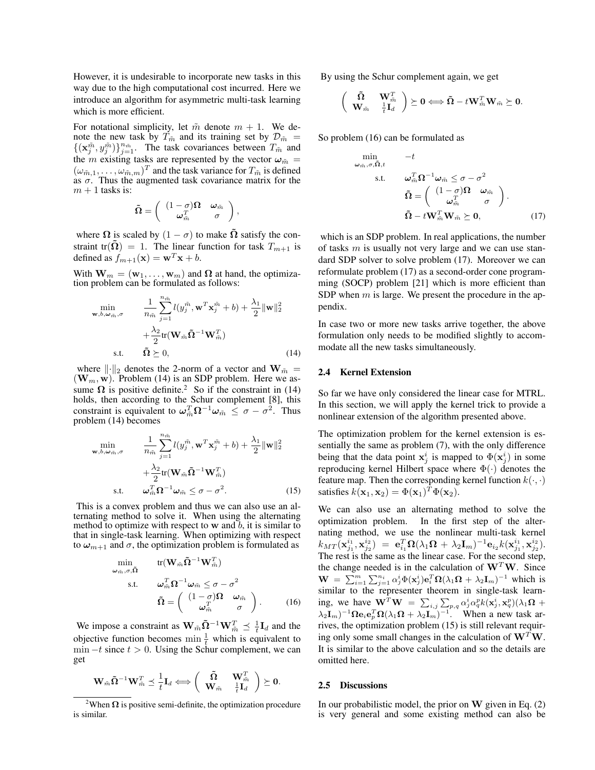However, it is undesirable to incorporate new tasks in this way due to the high computational cost incurred. Here we introduce an algorithm for asymmetric multi-task learning which is more efficient.

For notational simplicity, let $\tilde{m}$ denote $m+1$. We denote the new task by $T_{\tilde{m}}$ and its training set by $\mathcal{D}_{\tilde{m}} = \{(\mathbf{x}_j^{\tilde{m}}, y_j^{\tilde{m}})\}_{j=1}^{n_{\tilde{m}}}$. The task covariances between $T_{\tilde{m}}$ and the $m$ existing tasks are represented by the vector $\boldsymbol{\omega}_{\tilde{m}} = (\omega_{\tilde{m},1}, \ldots, \omega_{\tilde{m},m})^T$ and the task variance for $T_{\tilde{m}}$ is defined as $\sigma$. Thus the augmented task covariance matrix for the $m+1$ tasks is:

$$\tilde{\boldsymbol{\Omega}} = \begin{pmatrix} (1-\sigma)\boldsymbol{\Omega} & \boldsymbol{\omega}_{\tilde{m}} \\ \boldsymbol{\omega}_{\tilde{m}}^T & \sigma \end{pmatrix},$$

where $\boldsymbol{\Omega}$ is scaled by $(1-\sigma)$ to make $\tilde{\boldsymbol{\Omega}}$ satisfy the constraint $\text{tr}(\tilde{\boldsymbol{\Omega}}) = 1$. The linear function for task $T_{m+1}$ is defined as $f_{m+1}(\mathbf{x}) = \mathbf{w}^T\mathbf{x} + b$.

With $\mathbf{W}_m = (\mathbf{w}_1, \ldots, \mathbf{w}_m)$ and $\boldsymbol{\Omega}$ at hand, the optimization problem can be formulated as follows:

$$\begin{aligned} \min_{\mathbf{w}, b, \boldsymbol{\omega}_{\tilde{m}}, \sigma} \quad & \frac{1}{n_{\tilde{m}}} \sum_{j=1}^{n_{\tilde{m}}} l(y_j^{\tilde{m}}, \mathbf{w}^T\mathbf{x}_j^{\tilde{m}} + b) + \frac{\lambda_1}{2}\|\mathbf{w}\|_2^2 \\ & + \frac{\lambda_2}{2}\text{tr}(\mathbf{W}_{\tilde{m}}\tilde{\boldsymbol{\Omega}}^{-1}\mathbf{W}_{\tilde{m}}^T) \\ \text{s.t.} \quad & \tilde{\boldsymbol{\Omega}} \succeq 0, \end{aligned} \tag{14}$$

where $\|\cdot\|_2$ denotes the 2-norm of a vector and $\mathbf{W}_{\tilde{m}} = (\mathbf{W}_m, \mathbf{w})$. Problem (14) is an SDP problem. Here we assume $\boldsymbol{\Omega}$ is positive definite.[2] So if the constraint in (14) holds, then according to the Schur complement [8], this constraint is equivalent to $\boldsymbol{\omega}_{\tilde{m}}^T\boldsymbol{\Omega}^{-1}\boldsymbol{\omega}_{\tilde{m}} \leq \sigma - \sigma^2$. Thus problem (14) becomes

$$\begin{aligned} \min_{\mathbf{w}, b, \boldsymbol{\omega}_{\tilde{m}}, \sigma} \quad & \frac{1}{n_{\tilde{m}}} \sum_{j=1}^{n_{\tilde{m}}} l(y_j^{\tilde{m}}, \mathbf{w}^T\mathbf{x}_j^{\tilde{m}} + b) + \frac{\lambda_1}{2}\|\mathbf{w}\|_2^2 \\ & + \frac{\lambda_2}{2}\text{tr}(\mathbf{W}_{\tilde{m}}\tilde{\boldsymbol{\Omega}}^{-1}\mathbf{W}_{\tilde{m}}^T) \\ \text{s.t.} \quad & \boldsymbol{\omega}_{\tilde{m}}^T\boldsymbol{\Omega}^{-1}\boldsymbol{\omega}_{\tilde{m}} \leq \sigma - \sigma^2. \end{aligned} \tag{15}$$

This is a convex problem and thus we can also use an alternating method to solve it. When using the alternating method to optimize with respect to $\mathbf{w}$ and $b$, it is similar to that in single-task learning. When optimizing with respect to $\boldsymbol{\omega}_{m+1}$ and $\sigma$, the optimization problem is formulated as

$$\begin{aligned} \min_{\boldsymbol{\omega}_{\tilde{m}}, \sigma, \tilde{\boldsymbol{\Omega}}} \quad & \text{tr}(\mathbf{W}_{\tilde{m}}\tilde{\boldsymbol{\Omega}}^{-1}\mathbf{W}_{\tilde{m}}^T) \\ \text{s.t.} \quad & \boldsymbol{\omega}_{\tilde{m}}^T\boldsymbol{\Omega}^{-1}\boldsymbol{\omega}_{\tilde{m}} \leq \sigma - \sigma^2 \\ & \tilde{\boldsymbol{\Omega}} = \begin{pmatrix} (1-\sigma)\boldsymbol{\Omega} & \boldsymbol{\omega}_{\tilde{m}} \\ \boldsymbol{\omega}_{\tilde{m}}^T & \sigma \end{pmatrix}. \end{aligned} \tag{16}$$

We impose a constraint as $\mathbf{W}_{\tilde{m}}\tilde{\boldsymbol{\Omega}}^{-1}\mathbf{W}_{\tilde{m}}^T \preceq \frac{1}{t}\mathbf{I}_d$ and the objective function becomes $\min \frac{1}{t}$ which is equivalent to $\min -t$ since $t > 0$. Using the Schur complement, we can get

$$\mathbf{W}_{\tilde{m}}\tilde{\boldsymbol{\Omega}}^{-1}\mathbf{W}_{\tilde{m}}^T \preceq \frac{1}{t}\mathbf{I}_d \Longleftrightarrow \begin{pmatrix} \tilde{\boldsymbol{\Omega}} & \mathbf{W}_{\tilde{m}}^T \\ \mathbf{W}_{\tilde{m}} & \frac{1}{t}\mathbf{I}_d \end{pmatrix} \succeq \mathbf{0}.$$

By using the Schur complement again, we get

$$\begin{pmatrix} \tilde{\boldsymbol{\Omega}} & \mathbf{W}_{\tilde{m}}^T \\ \mathbf{W}_{\tilde{m}} & \frac{1}{t}\mathbf{I}_d \end{pmatrix} \succeq \mathbf{0} \Longleftrightarrow \tilde{\boldsymbol{\Omega}} - t\mathbf{W}_{\tilde{m}}^T\mathbf{W}_{\tilde{m}} \succeq \mathbf{0}.$$

So problem (16) can be formulated as

$$\begin{aligned} \min_{\boldsymbol{\omega}_{\tilde{m}}, \sigma, \tilde{\boldsymbol{\Omega}}, t} \quad & -t \\ \text{s.t.} \quad & \boldsymbol{\omega}_{\tilde{m}}^T\boldsymbol{\Omega}^{-1}\boldsymbol{\omega}_{\tilde{m}} \leq \sigma - \sigma^2 \\ & \tilde{\boldsymbol{\Omega}} = \begin{pmatrix} (1-\sigma)\boldsymbol{\Omega} & \boldsymbol{\omega}_{\tilde{m}} \\ \boldsymbol{\omega}_{\tilde{m}}^T & \sigma \end{pmatrix}. \\ & \tilde{\boldsymbol{\Omega}} - t\mathbf{W}_{\tilde{m}}^T\mathbf{W}_{\tilde{m}} \succeq \mathbf{0}, \end{aligned} \tag{17}$$

which is an SDP problem. In real applications, the number of tasks $m$ is usually not very large and we can use standard SDP solver to solve problem (17). Moreover we can reformulate problem (17) as a second-order cone programming (SOCP) problem [21] which is more efficient than SDP when $m$ is large. We present the procedure in the appendix.

In case two or more new tasks arrive together, the above formulation only needs to be modified slightly to accommodate all the new tasks simultaneously.

### 2.4 Kernel Extension

So far we have only considered the linear case for MTRL. In this section, we will apply the kernel trick to provide a nonlinear extension of the algorithm presented above.

The optimization problem for the kernel extension is essentially the same as problem (7), with the only difference being that the data point $\mathbf{x}_j^i$ is mapped to $\Phi(\mathbf{x}_j^i)$ in some reproducing kernel Hilbert space where $\Phi(\cdot)$ denotes the feature map. Then the corresponding kernel function $k(\cdot,\cdot)$ satisfies $k(\mathbf{x}_1, \mathbf{x}_2) = \Phi(\mathbf{x}_1)^T\Phi(\mathbf{x}_2)$.

We can also use an alternating method to solve the optimization problem. In the first step of the alternating method, we use the nonlinear multi-task kernel $k_{MT}(\mathbf{x}_{j_1}^{i_1}, \mathbf{x}_{j_2}^{i_2}) = \mathbf{e}_{i_1}^T\boldsymbol{\Omega}(\lambda_1\boldsymbol{\Omega} + \lambda_2\mathbf{I}_m)^{-1}\mathbf{e}_{i_2}k(\mathbf{x}_{j_1}^{i_1}, \mathbf{x}_{j_2}^{i_2})$. The rest is the same as the linear case. For the second step, the change needed is in the calculation of $\mathbf{W}^T\mathbf{W}$. Since $\mathbf{W} = \sum_{i=1}^m\sum_{j=1}^{n_i}\alpha_j^i\Phi(\mathbf{x}_j^i)\mathbf{e}_i^T\boldsymbol{\Omega}(\lambda_1\boldsymbol{\Omega} + \lambda_2\mathbf{I}_m)^{-1}$ which is similar to the representer theorem in single-task learning, we have $\mathbf{W}^T\mathbf{W} = \sum_{i,j}\sum_{p,q}\alpha_j^i\alpha_q^p k(\mathbf{x}_j^i, \mathbf{x}_q^p)(\lambda_1\boldsymbol{\Omega} + \lambda_2\mathbf{I}_m)^{-1}\boldsymbol{\Omega}\mathbf{e}_i\mathbf{e}_p^T\boldsymbol{\Omega}(\lambda_1\boldsymbol{\Omega} + \lambda_2\mathbf{I}_m)^{-1}$. When a new task arrives, the optimization problem (15) is still relevant requiring only some small changes in the calculation of $\mathbf{W}^T\mathbf{W}$. It is similar to the above calculation and so the details are omitted here.

### 2.5 Discussions

In our probabilistic model, the prior on $\mathbf{W}$ given in Eq. (2) is very general and some existing method can also be

[2] When $\boldsymbol{\Omega}$ is positive semi-definite, the optimization procedure is similar.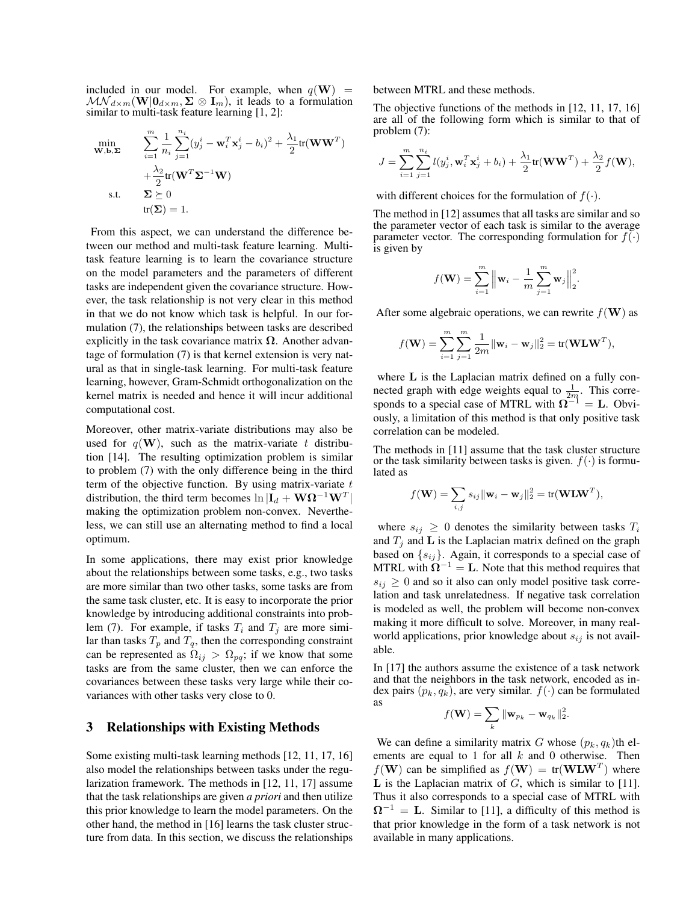included in our model. For example, when $q(\mathbf{W}) = \mathcal{MN}_{d\times m}(\mathbf{W}|\mathbf{0}_{d\times m}, \mathbf{\Sigma}\otimes\mathbf{I}_m)$, it leads to a formulation similar to multi-task feature learning [1, 2]:

$$
\begin{aligned}
\min_{\mathbf{W},\mathbf{b},\mathbf{\Sigma}} \quad & \sum_{i=1}^{m}\frac{1}{n_i}\sum_{j=1}^{n_i}(y_j^i - \mathbf{w}_i^T\mathbf{x}_j^i - b_i)^2 + \frac{\lambda_1}{2}\mathrm{tr}(\mathbf{W}\mathbf{W}^T) \\
& + \frac{\lambda_2}{2}\mathrm{tr}(\mathbf{W}^T\mathbf{\Sigma}^{-1}\mathbf{W}) \\
\text{s.t.} \quad & \mathbf{\Sigma}\succeq 0 \\
& \mathrm{tr}(\mathbf{\Sigma}) = 1.
\end{aligned}
$$

From this aspect, we can understand the difference between our method and multi-task feature learning. Multi-task feature learning is to learn the covariance structure on the model parameters and the parameters of different tasks are independent given the covariance structure. However, the task relationship is not very clear in this method in that we do not know which task is helpful. In our formulation (7), the relationships between tasks are described explicitly in the task covariance matrix $\mathbf{\Omega}$. Another advantage of formulation (7) is that kernel extension is very natural as that in single-task learning. For multi-task feature learning, however, Gram-Schmidt orthogonalization on the kernel matrix is needed and hence it will incur additional computational cost.

Moreover, other matrix-variate distributions may also be used for $q(\mathbf{W})$, such as the matrix-variate $t$ distribution [14]. The resulting optimization problem is similar to problem (7) with the only difference being in the third term of the objective function. By using matrix-variate $t$ distribution, the third term becomes $\ln|\mathbf{I}_d + \mathbf{W}\mathbf{\Omega}^{-1}\mathbf{W}^T|$ making the optimization problem non-convex. Nevertheless, we can still use an alternating method to find a local optimum.

In some applications, there may exist prior knowledge about the relationships between some tasks, e.g., two tasks are more similar than two other tasks, some tasks are from the same task cluster, etc. It is easy to incorporate the prior knowledge by introducing additional constraints into problem (7). For example, if tasks $T_i$ and $T_j$ are more similar than tasks $T_p$ and $T_q$, then the corresponding constraint can be represented as $\Omega_{ij} > \Omega_{pq}$; if we know that some tasks are from the same cluster, then we can enforce the covariances between these tasks very large while their covariances with other tasks very close to 0.

## 3 Relationships with Existing Methods

Some existing multi-task learning methods [12, 11, 17, 16] also model the relationships between tasks under the regularization framework. The methods in [12, 11, 17] assume that the task relationships are given *a priori* and then utilize this prior knowledge to learn the model parameters. On the other hand, the method in [16] learns the task cluster structure from data. In this section, we discuss the relationships between MTRL and these methods.

The objective functions of the methods in [12, 11, 17, 16] are all of the following form which is similar to that of problem (7):

$$
J = \sum_{i=1}^{m}\sum_{j=1}^{n_i} l(y_j^i, \mathbf{w}_i^T\mathbf{x}_j^i + b_i) + \frac{\lambda_1}{2}\mathrm{tr}(\mathbf{W}\mathbf{W}^T) + \frac{\lambda_2}{2}f(\mathbf{W}),
$$

with different choices for the formulation of $f(\cdot)$.

The method in [12] assumes that all tasks are similar and so the parameter vector of each task is similar to the average parameter vector. The corresponding formulation for $f(\cdot)$ is given by

$$
f(\mathbf{W}) = \sum_{i=1}^{m}\left\|\mathbf{w}_i - \frac{1}{m}\sum_{j=1}^{m}\mathbf{w}_j\right\|_2^2.
$$

After some algebraic operations, we can rewrite $f(\mathbf{W})$ as

$$
f(\mathbf{W}) = \sum_{i=1}^{m}\sum_{j=1}^{m}\frac{1}{2m}\|\mathbf{w}_i - \mathbf{w}_j\|_2^2 = \mathrm{tr}(\mathbf{W}\mathbf{L}\mathbf{W}^T),
$$

where $\mathbf{L}$ is the Laplacian matrix defined on a fully connected graph with edge weights equal to $\frac{1}{2m}$. This corresponds to a special case of MTRL with $\mathbf{\Omega}^{-1} = \mathbf{L}$. Obviously, a limitation of this method is that only positive task correlation can be modeled.

The methods in [11] assume that the task cluster structure or the task similarity between tasks is given. $f(\cdot)$ is formulated as

$$
f(\mathbf{W}) = \sum_{i,j} s_{ij}\|\mathbf{w}_i - \mathbf{w}_j\|_2^2 = \mathrm{tr}(\mathbf{W}\mathbf{L}\mathbf{W}^T),
$$

where $s_{ij} \geq 0$ denotes the similarity between tasks $T_i$ and $T_j$ and $\mathbf{L}$ is the Laplacian matrix defined on the graph based on $\{s_{ij}\}$. Again, it corresponds to a special case of MTRL with $\mathbf{\Omega}^{-1} = \mathbf{L}$. Note that this method requires that $s_{ij} \geq 0$ and so it also can only model positive task correlation and task unrelatedness. If negative task correlation is modeled as well, the problem will become non-convex making it more difficult to solve. Moreover, in many real-world applications, prior knowledge about $s_{ij}$ is not available.

In [17] the authors assume the existence of a task network and that the neighbors in the task network, encoded as index pairs $(p_k, q_k)$, are very similar. $f(\cdot)$ can be formulated as

$$
f(\mathbf{W}) = \sum_{k}\|\mathbf{w}_{p_k} - \mathbf{w}_{q_k}\|_2^2.
$$

We can define a similarity matrix $G$ whose $(p_k, q_k)$th elements are equal to 1 for all $k$ and 0 otherwise. Then $f(\mathbf{W})$ can be simplified as $f(\mathbf{W}) = \mathrm{tr}(\mathbf{W}\mathbf{L}\mathbf{W}^T)$ where $\mathbf{L}$ is the Laplacian matrix of $G$, which is similar to [11]. Thus it also corresponds to a special case of MTRL with $\mathbf{\Omega}^{-1} = \mathbf{L}$. Similar to [11], a difficulty of this method is that prior knowledge in the form of a task network is not available in many applications.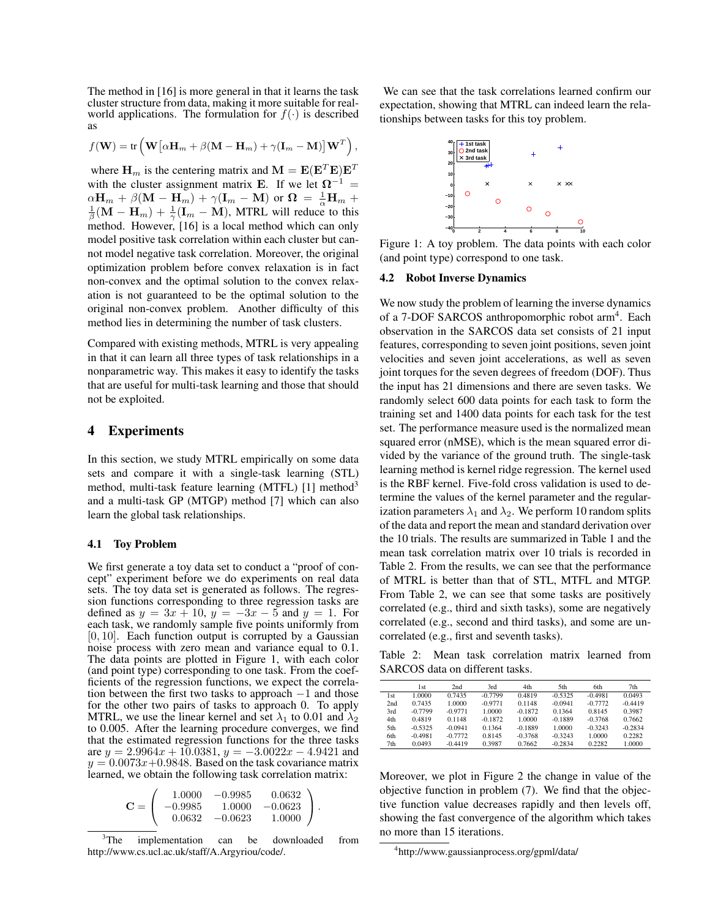The method in [16] is more general in that it learns the task cluster structure from data, making it more suitable for real-world applications. The formulation for $f(\cdot)$ is described as

$$f(\mathbf{W}) = \text{tr}\left(\mathbf{W}\left[\alpha\mathbf{H}_m + \beta(\mathbf{M} - \mathbf{H}_m) + \gamma(\mathbf{I}_m - \mathbf{M})\right]\mathbf{W}^T\right),$$

where $\mathbf{H}_m$ is the centering matrix and $\mathbf{M} = \mathbf{E}(\mathbf{E}^T\mathbf{E})\mathbf{E}^T$ with the cluster assignment matrix $\mathbf{E}$. If we let $\mathbf{\Omega}^{-1} = \alpha\mathbf{H}_m + \beta(\mathbf{M} - \mathbf{H}_m) + \gamma(\mathbf{I}_m - \mathbf{M})$ or $\mathbf{\Omega} = \frac{1}{\alpha}\mathbf{H}_m + \frac{1}{\beta}(\mathbf{M} - \mathbf{H}_m) + \frac{1}{\gamma}(\mathbf{I}_m - \mathbf{M})$, MTRL will reduce to this method. However, [16] is a local method which can only model positive task correlation within each cluster but cannot model negative task correlation. Moreover, the original optimization problem before convex relaxation is in fact non-convex and the optimal solution to the convex relaxation is not guaranteed to be the optimal solution to the original non-convex problem. Another difficulty of this method lies in determining the number of task clusters.

Compared with existing methods, MTRL is very appealing in that it can learn all three types of task relationships in a nonparametric way. This makes it easy to identify the tasks that are useful for multi-task learning and those that should not be exploited.

# 4 Experiments

In this section, we study MTRL empirically on some data sets and compare it with a single-task learning (STL) method, multi-task feature learning (MTFL) [1] method[3] and a multi-task GP (MTGP) method [7] which can also learn the global task relationships.

## 4.1 Toy Problem

We first generate a toy data set to conduct a "proof of concept" experiment before we do experiments on real data sets. The toy data set is generated as follows. The regression functions corresponding to three regression tasks are defined as $y = 3x + 10$, $y = -3x - 5$ and $y = 1$. For each task, we randomly sample five points uniformly from $[0, 10]$. Each function output is corrupted by a Gaussian noise process with zero mean and variance equal to 0.1. The data points are plotted in Figure 1, with each color (and point type) corresponding to one task. From the coefficients of the regression functions, we expect the correlation between the first two tasks to approach $-1$ and those for the other two pairs of tasks to approach 0. To apply MTRL, we use the linear kernel and set $\lambda_1$ to 0.01 and $\lambda_2$ to 0.005. After the learning procedure converges, we find that the estimated regression functions for the three tasks are $y = 2.9964x + 10.0381$, $y = -3.0022x - 4.9421$ and $y = 0.0073x + 0.9848$. Based on the task covariance matrix learned, we obtain the following task correlation matrix:

$$\mathbf{C} = \begin{pmatrix} 1.0000 & -0.9985 & 0.0632 \\ -0.9985 & 1.0000 & -0.0623 \\ 0.0632 & -0.0623 & 1.0000 \end{pmatrix}.$$

We can see that the task correlations learned confirm our expectation, showing that MTRL can indeed learn the relationships between tasks for this toy problem.

Figure 1: A toy problem. The data points with each color (and point type) correspond to one task.

## 4.2 Robot Inverse Dynamics

We now study the problem of learning the inverse dynamics of a 7-DOF SARCOS anthropomorphic robot arm[4]. Each observation in the SARCOS data set consists of 21 input features, corresponding to seven joint positions, seven joint velocities and seven joint accelerations, as well as seven joint torques for the seven degrees of freedom (DOF). Thus the input has 21 dimensions and there are seven tasks. We randomly select 600 data points for each task to form the training set and 1400 data points for each task for the test set. The performance measure used is the normalized mean squared error (nMSE), which is the mean squared error divided by the variance of the ground truth. The single-task learning method is kernel ridge regression. The kernel used is the RBF kernel. Five-fold cross validation is used to determine the values of the kernel parameter and the regularization parameters $\lambda_1$ and $\lambda_2$. We perform 10 random splits of the data and report the mean and standard derivation over the 10 trials. The results are summarized in Table 1 and the mean task correlation matrix over 10 trials is recorded in Table 2. From the results, we can see that the performance of MTRL is better than that of STL, MTFL and MTGP. From Table 2, we can see that some tasks are positively correlated (e.g., third and sixth tasks), some are negatively correlated (e.g., second and third tasks), and some are uncorrelated (e.g., first and seventh tasks).

Table 2: Mean task correlation matrix learned from SARCOS data on different tasks.

| | 1st | 2nd | 3rd | 4th | 5th | 6th | 7th |
|---|---|---|---|---|---|---|---|
| 1st | 1.0000 | 0.7435 | -0.7799 | 0.4819 | -0.5325 | -0.4981 | 0.0493 |
| 2nd | 0.7435 | 1.0000 | -0.9771 | 0.1148 | -0.0941 | -0.7772 | -0.4419 |
| 3rd | -0.7799 | -0.9771 | 1.0000 | -0.1872 | 0.1364 | 0.8145 | 0.3987 |
| 4th | 0.4819 | 0.1148 | -0.1872 | 1.0000 | -0.1889 | -0.3768 | 0.7662 |
| 5th | -0.5325 | -0.0941 | 0.1364 | -0.1889 | 1.0000 | -0.3243 | -0.2834 |
| 6th | -0.4981 | -0.7772 | 0.8145 | -0.3768 | -0.3243 | 1.0000 | 0.2282 |
| 7th | 0.0493 | -0.4419 | 0.3987 | 0.7662 | -0.2834 | 0.2282 | 1.0000 |

Moreover, we plot in Figure 2 the change in value of the objective function in problem (7). We find that the objective function value decreases rapidly and then levels off, showing the fast convergence of the algorithm which takes no more than 15 iterations.

[3] The implementation can be downloaded from http://www.cs.ucl.ac.uk/staff/A.Argyriou/code/.

[4] http://www.gaussianprocess.org/gpml/data/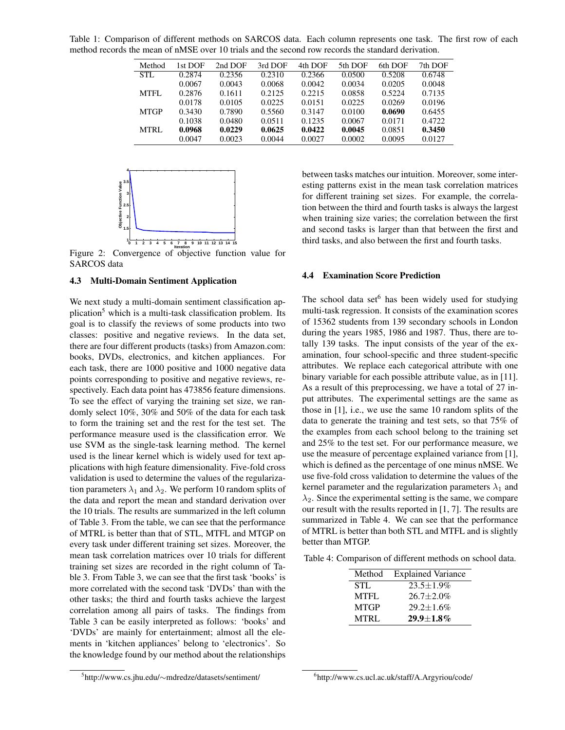Table 1: Comparison of different methods on SARCOS data. Each column represents one task. The first row of each method records the mean of nMSE over 10 trials and the second row records the standard derivation.

| Method | 1st DOF | 2nd DOF | 3rd DOF | 4th DOF | 5th DOF | 6th DOF | 7th DOF |
|---|---|---|---|---|---|---|---|
| STL | 0.2874 | 0.2356 | 0.2310 | 0.2366 | 0.0500 | 0.5208 | 0.6748 |
| | 0.0067 | 0.0043 | 0.0068 | 0.0042 | 0.0034 | 0.0205 | 0.0048 |
| MTFL | 0.2876 | 0.1611 | 0.2125 | 0.2215 | 0.0858 | 0.5224 | 0.7135 |
| | 0.0178 | 0.0105 | 0.0225 | 0.0151 | 0.0225 | 0.0269 | 0.0196 |
| MTGP | 0.3430 | 0.7890 | 0.5560 | 0.3147 | 0.0100 | **0.0690** | 0.6455 |
| | 0.1038 | 0.0480 | 0.0511 | 0.1235 | 0.0067 | 0.0171 | 0.4722 |
| MTRL | **0.0968** | **0.0229** | **0.0625** | **0.0422** | **0.0045** | 0.0851 | **0.3450** |
| | 0.0047 | 0.0023 | 0.0044 | 0.0027 | 0.0002 | 0.0095 | 0.0127 |

Figure 2: Convergence of objective function value for SARCOS data

### 4.3 Multi-Domain Sentiment Application

We next study a multi-domain sentiment classification application[5] which is a multi-task classification problem. Its goal is to classify the reviews of some products into two classes: positive and negative reviews. In the data set, there are four different products (tasks) from Amazon.com: books, DVDs, electronics, and kitchen appliances. For each task, there are 1000 positive and 1000 negative data points corresponding to positive and negative reviews, respectively. Each data point has 473856 feature dimensions. To see the effect of varying the training set size, we randomly select 10%, 30% and 50% of the data for each task to form the training set and the rest for the test set. The performance measure used is the classification error. We use SVM as the single-task learning method. The kernel used is the linear kernel which is widely used for text applications with high feature dimensionality. Five-fold cross validation is used to determine the values of the regularization parameters $\lambda_1$ and $\lambda_2$. We perform 10 random splits of the data and report the mean and standard derivation over the 10 trials. The results are summarized in the left column of Table 3. From the table, we can see that the performance of MTRL is better than that of STL, MTFL and MTGP on every task under different training set sizes. Moreover, the mean task correlation matrices over 10 trials for different training set sizes are recorded in the right column of Table 3. From Table 3, we can see that the first task 'books' is more correlated with the second task 'DVDs' than with the other tasks; the third and fourth tasks achieve the largest correlation among all pairs of tasks. The findings from Table 3 can be easily interpreted as follows: 'books' and 'DVDs' are mainly for entertainment; almost all the elements in 'kitchen appliances' belong to 'electronics'. So the knowledge found by our method about the relationships between tasks matches our intuition. Moreover, some interesting patterns exist in the mean task correlation matrices for different training set sizes. For example, the correlation between the third and fourth tasks is always the largest when training size varies; the correlation between the first and second tasks is larger than that between the first and third tasks, and also between the first and fourth tasks.

### 4.4 Examination Score Prediction

The school data set[6] has been widely used for studying multi-task regression. It consists of the examination scores of 15362 students from 139 secondary schools in London during the years 1985, 1986 and 1987. Thus, there are totally 139 tasks. The input consists of the year of the examination, four school-specific and three student-specific attributes. We replace each categorical attribute with one binary variable for each possible attribute value, as in [11]. As a result of this preprocessing, we have a total of 27 input attributes. The experimental settings are the same as those in [1], i.e., we use the same 10 random splits of the data to generate the training and test sets, so that 75% of the examples from each school belong to the training set and 25% to the test set. For our performance measure, we use the measure of percentage explained variance from [1], which is defined as the percentage of one minus nMSE. We use five-fold cross validation to determine the values of the kernel parameter and the regularization parameters $\lambda_1$ and $\lambda_2$. Since the experimental setting is the same, we compare our result with the results reported in [1, 7]. The results are summarized in Table 4. We can see that the performance of MTRL is better than both STL and MTFL and is slightly better than MTGP.

Table 4: Comparison of different methods on school data.

| Method | Explained Variance |
|---|---|
| STL | 23.5±1.9% |
| MTFL | 26.7±2.0% |
| MTGP | 29.2±1.6% |
| MTRL | **29.9±1.8%** |

[5] http://www.cs.jhu.edu/∼mdredze/datasets/sentiment/

[6] http://www.cs.ucl.ac.uk/staff/A.Argyriou/code/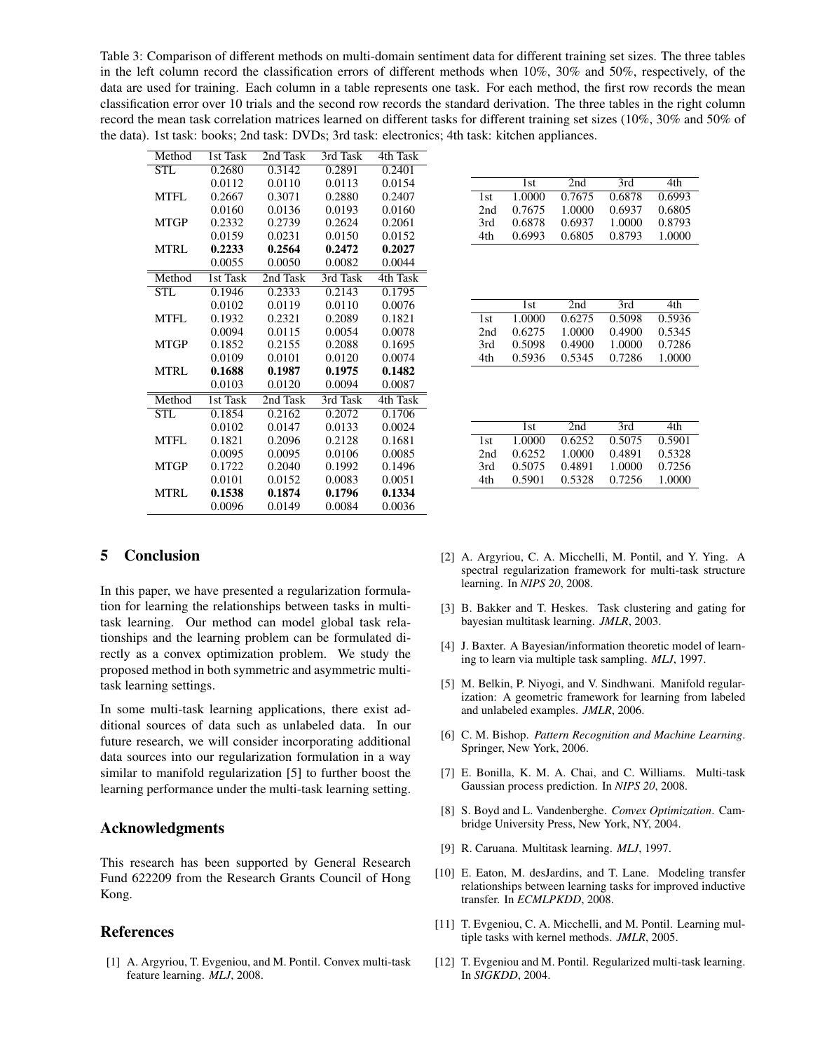Table 3: Comparison of different methods on multi-domain sentiment data for different training set sizes. The three tables in the left column record the classification errors of different methods when 10%, 30% and 50%, respectively, of the data are used for training. Each column in a table represents one task. For each method, the first row records the mean classification error over 10 trials and the second row records the standard derivation. The three tables in the right column record the mean task correlation matrices learned on different tasks for different training set sizes (10%, 30% and 50% of the data). 1st task: books; 2nd task: DVDs; 3rd task: electronics; 4th task: kitchen appliances.

| Method | 1st Task | 2nd Task | 3rd Task | 4th Task |
|---|---|---|---|---|
| STL | 0.2680 | 0.3142 | 0.2891 | 0.2401 |
| | 0.0112 | 0.0110 | 0.0113 | 0.0154 |
| MTFL | 0.2667 | 0.3071 | 0.2880 | 0.2407 |
| | 0.0160 | 0.0136 | 0.0193 | 0.0160 |
| MTGP | 0.2332 | 0.2739 | 0.2624 | 0.2061 |
| | 0.0159 | 0.0231 | 0.0150 | 0.0152 |
| MTRL | **0.2233** | **0.2564** | **0.2472** | **0.2027** |
| | 0.0055 | 0.0050 | 0.0082 | 0.0044 |

| | 1st | 2nd | 3rd | 4th |
|---|---|---|---|---|
| 1st | 1.0000 | 0.7675 | 0.6878 | 0.6993 |
| 2nd | 0.7675 | 1.0000 | 0.6937 | 0.6805 |
| 3rd | 0.6878 | 0.6937 | 1.0000 | 0.8793 |
| 4th | 0.6993 | 0.6805 | 0.8793 | 1.0000 |

| Method | 1st Task | 2nd Task | 3rd Task | 4th Task |
|---|---|---|---|---|
| STL | 0.1946 | 0.2333 | 0.2143 | 0.1795 |
| | 0.0102 | 0.0119 | 0.0110 | 0.0076 |
| MTFL | 0.1932 | 0.2321 | 0.2089 | 0.1821 |
| | 0.0094 | 0.0115 | 0.0054 | 0.0078 |
| MTGP | 0.1852 | 0.2155 | 0.2088 | 0.1695 |
| | 0.0109 | 0.0101 | 0.0120 | 0.0074 |
| MTRL | **0.1688** | **0.1987** | **0.1975** | **0.1482** |
| | 0.0103 | 0.0120 | 0.0094 | 0.0087 |

| | 1st | 2nd | 3rd | 4th |
|---|---|---|---|---|
| 1st | 1.0000 | 0.6275 | 0.5098 | 0.5936 |
| 2nd | 0.6275 | 1.0000 | 0.4900 | 0.5345 |
| 3rd | 0.5098 | 0.4900 | 1.0000 | 0.7286 |
| 4th | 0.5936 | 0.5345 | 0.7286 | 1.0000 |

| Method | 1st Task | 2nd Task | 3rd Task | 4th Task |
|---|---|---|---|---|
| STL | 0.1854 | 0.2162 | 0.2072 | 0.1706 |
| | 0.0102 | 0.0147 | 0.0133 | 0.0024 |
| MTFL | 0.1821 | 0.2096 | 0.2128 | 0.1681 |
| | 0.0095 | 0.0095 | 0.0106 | 0.0085 |
| MTGP | 0.1722 | 0.2040 | 0.1992 | 0.1496 |
| | 0.0101 | 0.0152 | 0.0083 | 0.0051 |
| MTRL | **0.1538** | **0.1874** | **0.1796** | **0.1334** |
| | 0.0096 | 0.0149 | 0.0084 | 0.0036 |

| | 1st | 2nd | 3rd | 4th |
|---|---|---|---|---|
| 1st | 1.0000 | 0.6252 | 0.5075 | 0.5901 |
| 2nd | 0.6252 | 1.0000 | 0.4891 | 0.5328 |
| 3rd | 0.5075 | 0.4891 | 1.0000 | 0.7256 |
| 4th | 0.5901 | 0.5328 | 0.7256 | 1.0000 |

## 5 Conclusion

In this paper, we have presented a regularization formulation for learning the relationships between tasks in multi-task learning. Our method can model global task relationships and the learning problem can be formulated directly as a convex optimization problem. We study the proposed method in both symmetric and asymmetric multi-task learning settings.

In some multi-task learning applications, there exist additional sources of data such as unlabeled data. In our future research, we will consider incorporating additional data sources into our regularization formulation in a way similar to manifold regularization [5] to further boost the learning performance under the multi-task learning setting.

## Acknowledgments

This research has been supported by General Research Fund 622209 from the Research Grants Council of Hong Kong.

## References

[1] A. Argyriou, T. Evgeniou, and M. Pontil. Convex multi-task feature learning. *MLJ*, 2008.

[2] A. Argyriou, C. A. Micchelli, M. Pontil, and Y. Ying. A spectral regularization framework for multi-task structure learning. In *NIPS 20*, 2008.

[3] B. Bakker and T. Heskes. Task clustering and gating for bayesian multitask learning. *JMLR*, 2003.

[4] J. Baxter. A Bayesian/information theoretic model of learning to learn via multiple task sampling. *MLJ*, 1997.

[5] M. Belkin, P. Niyogi, and V. Sindhwani. Manifold regularization: A geometric framework for learning from labeled and unlabeled examples. *JMLR*, 2006.

[6] C. M. Bishop. *Pattern Recognition and Machine Learning*. Springer, New York, 2006.

[7] E. Bonilla, K. M. A. Chai, and C. Williams. Multi-task Gaussian process prediction. In *NIPS 20*, 2008.

[8] S. Boyd and L. Vandenberghe. *Convex Optimization*. Cambridge University Press, New York, NY, 2004.

[9] R. Caruana. Multitask learning. *MLJ*, 1997.

[10] E. Eaton, M. desJardins, and T. Lane. Modeling transfer relationships between learning tasks for improved inductive transfer. In *ECMLPKDD*, 2008.

[11] T. Evgeniou, C. A. Micchelli, and M. Pontil. Learning multiple tasks with kernel methods. *JMLR*, 2005.

[12] T. Evgeniou and M. Pontil. Regularized multi-task learning. In *SIGKDD*, 2004.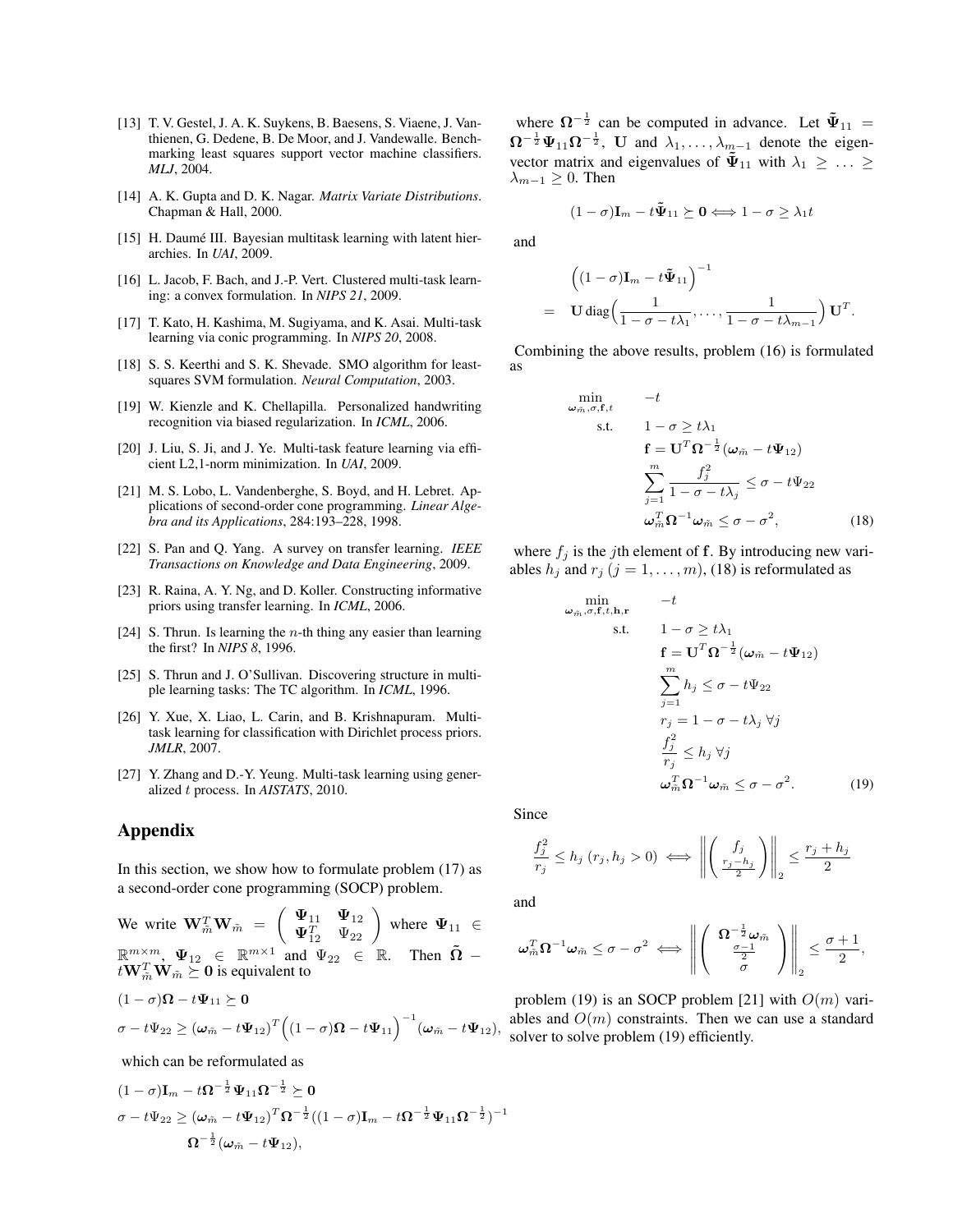[13] T. V. Gestel, J. A. K. Suykens, B. Baesens, S. Viaene, J. Vanthienen, G. Dedene, B. De Moor, and J. Vandewalle. Benchmarking least squares support vector machine classifiers. *MLJ*, 2004.

[14] A. K. Gupta and D. K. Nagar. *Matrix Variate Distributions*. Chapman & Hall, 2000.

[15] H. Daumé III. Bayesian multitask learning with latent hierarchies. In *UAI*, 2009.

[16] L. Jacob, F. Bach, and J.-P. Vert. Clustered multi-task learning: a convex formulation. In *NIPS 21*, 2009.

[17] T. Kato, H. Kashima, M. Sugiyama, and K. Asai. Multi-task learning via conic programming. In *NIPS 20*, 2008.

[18] S. S. Keerthi and S. K. Shevade. SMO algorithm for least-squares SVM formulation. *Neural Computation*, 2003.

[19] W. Kienzle and K. Chellapilla. Personalized handwriting recognition via biased regularization. In *ICML*, 2006.

[20] J. Liu, S. Ji, and J. Ye. Multi-task feature learning via efficient L2,1-norm minimization. In *UAI*, 2009.

[21] M. S. Lobo, L. Vandenberghe, S. Boyd, and H. Lebret. Applications of second-order cone programming. *Linear Algebra and its Applications*, 284:193–228, 1998.

[22] S. Pan and Q. Yang. A survey on transfer learning. *IEEE Transactions on Knowledge and Data Engineering*, 2009.

[23] R. Raina, A. Y. Ng, and D. Koller. Constructing informative priors using transfer learning. In *ICML*, 2006.

[24] S. Thrun. Is learning the $n$-th thing any easier than learning the first? In *NIPS 8*, 1996.

[25] S. Thrun and J. O'Sullivan. Discovering structure in multiple learning tasks: The TC algorithm. In *ICML*, 1996.

[26] Y. Xue, X. Liao, L. Carin, and B. Krishnapuram. Multi-task learning for classification with Dirichlet process priors. *JMLR*, 2007.

[27] Y. Zhang and D.-Y. Yeung. Multi-task learning using generalized $t$ process. In *AISTATS*, 2010.

## Appendix

In this section, we show how to formulate problem (17) as a second-order cone programming (SOCP) problem.

We write $\mathbf{W}_{\tilde{m}}^T\mathbf{W}_{\tilde{m}} = \begin{pmatrix} \mathbf{\Psi}_{11} & \mathbf{\Psi}_{12} \\ \mathbf{\Psi}_{12}^T & \Psi_{22} \end{pmatrix}$ where $\mathbf{\Psi}_{11} \in \mathbb{R}^{m\times m}$, $\mathbf{\Psi}_{12} \in \mathbb{R}^{m\times 1}$ and $\Psi_{22} \in \mathbb{R}$. Then $\tilde{\mathbf{\Omega}} - t\mathbf{W}_{\tilde{m}}^T\mathbf{W}_{\tilde{m}} \succeq \mathbf{0}$ is equivalent to

$$(1-\sigma)\mathbf{\Omega} - t\mathbf{\Psi}_{11} \succeq \mathbf{0}$$

$$\sigma - t\Psi_{22} \geq (\boldsymbol{\omega}_{\tilde{m}} - t\mathbf{\Psi}_{12})^T\Big((1-\sigma)\mathbf{\Omega} - t\mathbf{\Psi}_{11}\Big)^{-1}(\boldsymbol{\omega}_{\tilde{m}} - t\mathbf{\Psi}_{12}),$$

which can be reformulated as

$$(1-\sigma)\mathbf{I}_m - t\mathbf{\Omega}^{-\frac{1}{2}}\mathbf{\Psi}_{11}\mathbf{\Omega}^{-\frac{1}{2}} \succeq \mathbf{0}$$

$$\sigma - t\Psi_{22} \geq (\boldsymbol{\omega}_{\tilde{m}} - t\mathbf{\Psi}_{12})^T\mathbf{\Omega}^{-\frac{1}{2}}((1-\sigma)\mathbf{I}_m - t\mathbf{\Omega}^{-\frac{1}{2}}\mathbf{\Psi}_{11}\mathbf{\Omega}^{-\frac{1}{2}})^{-1} \mathbf{\Omega}^{-\frac{1}{2}}(\boldsymbol{\omega}_{\tilde{m}} - t\mathbf{\Psi}_{12}),$$

where $\mathbf{\Omega}^{-\frac{1}{2}}$ can be computed in advance. Let $\tilde{\mathbf{\Psi}}_{11} = \mathbf{\Omega}^{-\frac{1}{2}}\mathbf{\Psi}_{11}\mathbf{\Omega}^{-\frac{1}{2}}$, $\mathbf{U}$ and $\lambda_1,\ldots,\lambda_{m-1}$ denote the eigenvector matrix and eigenvalues of $\tilde{\mathbf{\Psi}}_{11}$ with $\lambda_1 \geq \ldots \geq \lambda_{m-1} \geq 0$. Then

$$(1-\sigma)\mathbf{I}_m - t\tilde{\mathbf{\Psi}}_{11} \succeq \mathbf{0} \Longleftrightarrow 1-\sigma \geq \lambda_1 t$$

and

$$\begin{aligned} &\Big((1-\sigma)\mathbf{I}_m - t\tilde{\mathbf{\Psi}}_{11}\Big)^{-1} \\ = \;& \mathbf{U}\,\mathrm{diag}\Big(\frac{1}{1-\sigma-t\lambda_1},\ldots,\frac{1}{1-\sigma-t\lambda_{m-1}}\Big)\mathbf{U}^T. \end{aligned}$$

Combining the above results, problem (16) is formulated as

$$\begin{aligned} \min_{\boldsymbol{\omega}_{\tilde{m}},\sigma,\mathbf{f},t} \quad & -t \\ \text{s.t.} \quad & 1-\sigma \geq t\lambda_1 \\ & \mathbf{f} = \mathbf{U}^T\mathbf{\Omega}^{-\frac{1}{2}}(\boldsymbol{\omega}_{\tilde{m}} - t\mathbf{\Psi}_{12}) \\ & \sum_{j=1}^{m}\frac{f_j^2}{1-\sigma-t\lambda_j} \leq \sigma - t\Psi_{22} \\ & \boldsymbol{\omega}_{\tilde{m}}^T\mathbf{\Omega}^{-1}\boldsymbol{\omega}_{\tilde{m}} \leq \sigma - \sigma^2, \end{aligned} \tag{18}$$

where $f_j$ is the $j$th element of $\mathbf{f}$. By introducing new variables $h_j$ and $r_j$ $(j = 1,\ldots,m)$, (18) is reformulated as

$$\begin{aligned} \min_{\boldsymbol{\omega}_{\tilde{m}},\sigma,\mathbf{f},t,\mathbf{h},\mathbf{r}} \quad & -t \\ \text{s.t.} \quad & 1-\sigma \geq t\lambda_1 \\ & \mathbf{f} = \mathbf{U}^T\mathbf{\Omega}^{-\frac{1}{2}}(\boldsymbol{\omega}_{\tilde{m}} - t\mathbf{\Psi}_{12}) \\ & \sum_{j=1}^{m} h_j \leq \sigma - t\Psi_{22} \\ & r_j = 1-\sigma-t\lambda_j \;\forall j \\ & \frac{f_j^2}{r_j} \leq h_j \;\forall j \\ & \boldsymbol{\omega}_{\tilde{m}}^T\mathbf{\Omega}^{-1}\boldsymbol{\omega}_{\tilde{m}} \leq \sigma - \sigma^2. \end{aligned} \tag{19}$$

Since

$$\frac{f_j^2}{r_j} \leq h_j \;(r_j, h_j > 0) \iff \left\| \begin{pmatrix} f_j \\ \frac{r_j - h_j}{2} \end{pmatrix} \right\|_2 \leq \frac{r_j + h_j}{2}$$

and

$$\boldsymbol{\omega}_{\tilde{m}}^T\mathbf{\Omega}^{-1}\boldsymbol{\omega}_{\tilde{m}} \leq \sigma - \sigma^2 \iff \left\| \begin{pmatrix} \mathbf{\Omega}^{-\frac{1}{2}}\boldsymbol{\omega}_{\tilde{m}} \\ \frac{\sigma-1}{2} \\ \sigma \end{pmatrix} \right\|_2 \leq \frac{\sigma+1}{2},$$

problem (19) is an SOCP problem [21] with $O(m)$ variables and $O(m)$ constraints. Then we can use a standard solver to solve problem (19) efficiently.